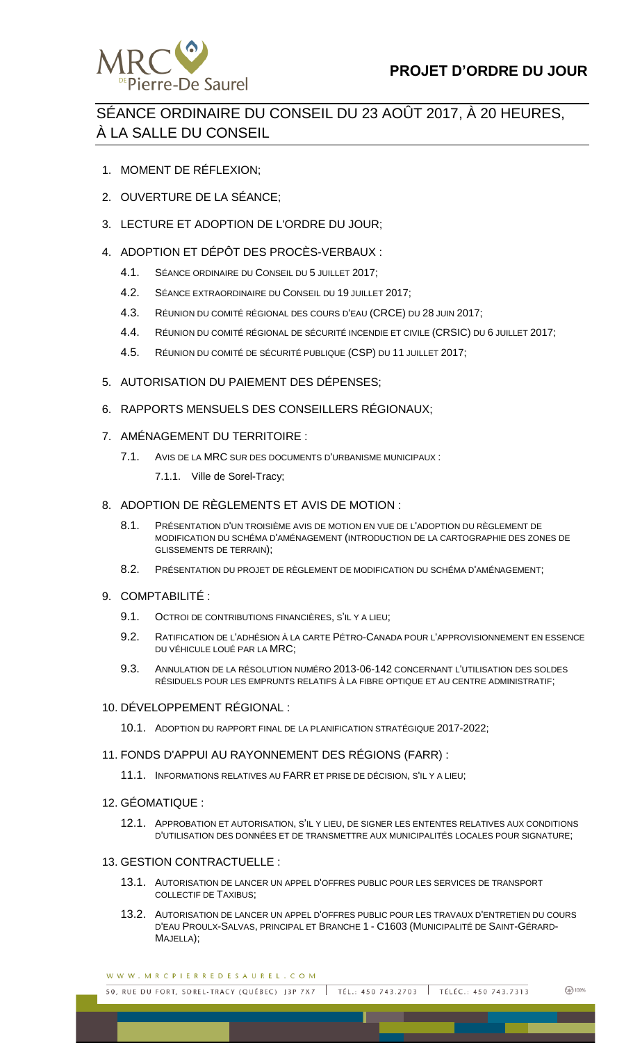MRC de Pierre-De Saurel

# PROJET D'ORDRE DU JOUR

## SÉANCE ORDINAIRE DU CONSEIL DU 23 AOÛT 2017, À 20 HEURES, À LA SALLE DU CONSEIL

1. MOMENT DE RÉFLEXION;
2. OUVERTURE DE LA SÉANCE;
3. LECTURE ET ADOPTION DE L'ORDRE DU JOUR;
4. ADOPTION ET DÉPÔT DES PROCÈS-VERBAUX :
   - 4.1. SÉANCE ORDINAIRE DU CONSEIL DU 5 JUILLET 2017;
   - 4.2. SÉANCE EXTRAORDINAIRE DU CONSEIL DU 19 JUILLET 2017;
   - 4.3. RÉUNION DU COMITÉ RÉGIONAL DES COURS D'EAU (CRCE) DU 28 JUIN 2017;
   - 4.4. RÉUNION DU COMITÉ RÉGIONAL DE SÉCURITÉ INCENDIE ET CIVILE (CRSIC) DU 6 JUILLET 2017;
   - 4.5. RÉUNION DU COMITÉ DE SÉCURITÉ PUBLIQUE (CSP) DU 11 JUILLET 2017;
5. AUTORISATION DU PAIEMENT DES DÉPENSES;
6. RAPPORTS MENSUELS DES CONSEILLERS RÉGIONAUX;
7. AMÉNAGEMENT DU TERRITOIRE :
   - 7.1. AVIS DE LA MRC SUR DES DOCUMENTS D'URBANISME MUNICIPAUX :
     - 7.1.1. Ville de Sorel-Tracy;
8. ADOPTION DE RÈGLEMENTS ET AVIS DE MOTION :
   - 8.1. PRÉSENTATION D'UN TROISIÈME AVIS DE MOTION EN VUE DE L'ADOPTION DU RÈGLEMENT DE MODIFICATION DU SCHÉMA D'AMÉNAGEMENT (INTRODUCTION DE LA CARTOGRAPHIE DES ZONES DE GLISSEMENTS DE TERRAIN);
   - 8.2. PRÉSENTATION DU PROJET DE RÈGLEMENT DE MODIFICATION DU SCHÉMA D'AMÉNAGEMENT;
9. COMPTABILITÉ :
   - 9.1. OCTROI DE CONTRIBUTIONS FINANCIÈRES, S'IL Y A LIEU;
   - 9.2. RATIFICATION DE L'ADHÉSION À LA CARTE PÉTRO-CANADA POUR L'APPROVISIONNEMENT EN ESSENCE DU VÉHICULE LOUÉ PAR LA MRC;
   - 9.3. ANNULATION DE LA RÉSOLUTION NUMÉRO 2013-06-142 CONCERNANT L'UTILISATION DES SOLDES RÉSIDUELS POUR LES EMPRUNTS RELATIFS À LA FIBRE OPTIQUE ET AU CENTRE ADMINISTRATIF;
10. DÉVELOPPEMENT RÉGIONAL :
    - 10.1. ADOPTION DU RAPPORT FINAL DE LA PLANIFICATION STRATÉGIQUE 2017-2022;
11. FONDS D'APPUI AU RAYONNEMENT DES RÉGIONS (FARR) :
    - 11.1. INFORMATIONS RELATIVES AU FARR ET PRISE DE DÉCISION, S'IL Y A LIEU;
12. GÉOMATIQUE :
    - 12.1. APPROBATION ET AUTORISATION, S'IL Y LIEU, DE SIGNER LES ENTENTES RELATIVES AUX CONDITIONS D'UTILISATION DES DONNÉES ET DE TRANSMETTRE AUX MUNICIPALITÉS LOCALES POUR SIGNATURE;
13. GESTION CONTRACTUELLE :
    - 13.1. AUTORISATION DE LANCER UN APPEL D'OFFRES PUBLIC POUR LES SERVICES DE TRANSPORT COLLECTIF DE TAXIBUS;
    - 13.2. AUTORISATION DE LANCER UN APPEL D'OFFRES PUBLIC POUR LES TRAVAUX D'ENTRETIEN DU COURS D'EAU PROULX-SALVAS, PRINCIPAL ET BRANCHE 1 - C1603 (MUNICIPALITÉ DE SAINT-GÉRARD-MAJELLA);

WWW.MRCPIERREDESAUREL.COM

50, RUE DU FORT, SOREL-TRACY (QUÉBEC) J3P 7X7 | TÉL.: 450 743.2703 | TÉLÉC.: 450 743.7313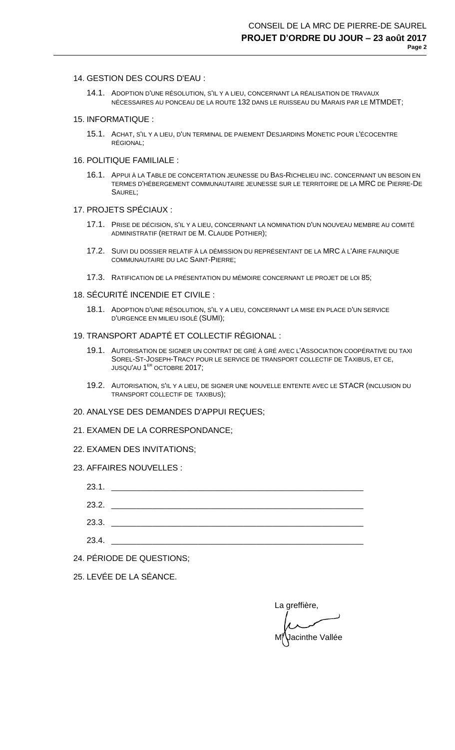14. GESTION DES COURS D'EAU :

    14.1. ADOPTION D'UNE RÉSOLUTION, S'IL Y A LIEU, CONCERNANT LA RÉALISATION DE TRAVAUX NÉCESSAIRES AU PONCEAU DE LA ROUTE 132 DANS LE RUISSEAU DU MARAIS PAR LE MTMDET;

15. INFORMATIQUE :

    15.1. ACHAT, S'IL Y A LIEU, D'UN TERMINAL DE PAIEMENT DESJARDINS MONETIC POUR L'ÉCOCENTRE RÉGIONAL;

16. POLITIQUE FAMILIALE :

    16.1. APPUI À LA TABLE DE CONCERTATION JEUNESSE DU BAS-RICHELIEU INC. CONCERNANT UN BESOIN EN TERMES D'HÉBERGEMENT COMMUNAUTAIRE JEUNESSE SUR LE TERRITOIRE DE LA MRC DE PIERRE-DE SAUREL;

17. PROJETS SPÉCIAUX :

    17.1. PRISE DE DÉCISION, S'IL Y A LIEU, CONCERNANT LA NOMINATION D'UN NOUVEAU MEMBRE AU COMITÉ ADMINISTRATIF (RETRAIT DE M. CLAUDE POTHIER);

    17.2. SUIVI DU DOSSIER RELATIF À LA DÉMISSION DU REPRÉSENTANT DE LA MRC À L'AIRE FAUNIQUE COMMUNAUTAIRE DU LAC SAINT-PIERRE;

    17.3. RATIFICATION DE LA PRÉSENTATION DU MÉMOIRE CONCERNANT LE PROJET DE LOI 85;

18. SÉCURITÉ INCENDIE ET CIVILE :

    18.1. ADOPTION D'UNE RÉSOLUTION, S'IL Y A LIEU, CONCERNANT LA MISE EN PLACE D'UN SERVICE D'URGENCE EN MILIEU ISOLÉ (SUMI);

19. TRANSPORT ADAPTÉ ET COLLECTIF RÉGIONAL :

    19.1. AUTORISATION DE SIGNER UN CONTRAT DE GRÉ À GRÉ AVEC L'ASSOCIATION COOPÉRATIVE DU TAXI SOREL-ST-JOSEPH-TRACY POUR LE SERVICE DE TRANSPORT COLLECTIF DE TAXIBUS, ET CE, JUSQU'AU 1ER OCTOBRE 2017;

    19.2. AUTORISATION, S'IL Y A LIEU, DE SIGNER UNE NOUVELLE ENTENTE AVEC LE STACR (INCLUSION DU TRANSPORT COLLECTIF DE TAXIBUS);

20. ANALYSE DES DEMANDES D'APPUI REÇUES;

21. EXAMEN DE LA CORRESPONDANCE;

22. EXAMEN DES INVITATIONS;

23. AFFAIRES NOUVELLES :

    23.1. ____________________

    23.2. ____________________

    23.3. ____________________

    23.4. ____________________

24. PÉRIODE DE QUESTIONS;

25. LEVÉE DE LA SÉANCE.

La greffière,

Me Jacinthe Vallée